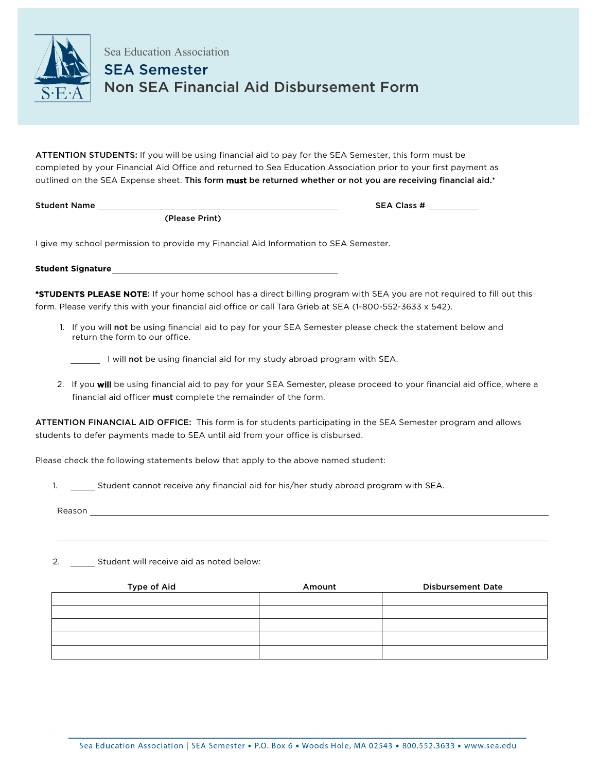Sea Education Association

# SEA Semester
# Non SEA Financial Aid Disbursement Form

**ATTENTION STUDENTS:** If you will be using financial aid to pay for the SEA Semester, this form must be completed by your Financial Aid Office and returned to Sea Education Association prior to your first payment as outlined on the SEA Expense sheet. **This form must be returned whether or not you are receiving financial aid.***

**Student Name** ______________________________________________ **SEA Class #** __________
(Please Print)

I give my school permission to provide my Financial Aid Information to SEA Semester.

**Student Signature** ______________________________________________

***STUDENTS PLEASE NOTE**: If your home school has a direct billing program with SEA you are not required to fill out this form. Please verify this with your financial aid office or call Tara Grieb at SEA (1-800-552-3633 x 542).

1. If you will **not** be using financial aid to pay for your SEA Semester please check the statement below and return the form to our office.

   ______ I will **not** be using financial aid for my study abroad program with SEA.

2. If you **will** be using financial aid to pay for your SEA Semester, please proceed to your financial aid office, where a financial aid officer **must** complete the remainder of the form.

**ATTENTION FINANCIAL AID OFFICE:** This form is for students participating in the SEA Semester program and allows students to defer payments made to SEA until aid from your office is disbursed.

Please check the following statements below that apply to the above named student:

1. ______ Student cannot receive any financial aid for his/her study abroad program with SEA.

   Reason ______________________________________________________________________________

   ______________________________________________________________________________________

2. ______ Student will receive aid as noted below:

| Type of Aid | Amount | Disbursement Date |
|---|---|---|
| | | |
| | | |
| | | |
| | | |
| | | |

Sea Education Association | SEA Semester • P.O. Box 6 • Woods Hole, MA 02543 • 800.552.3633 • www.sea.edu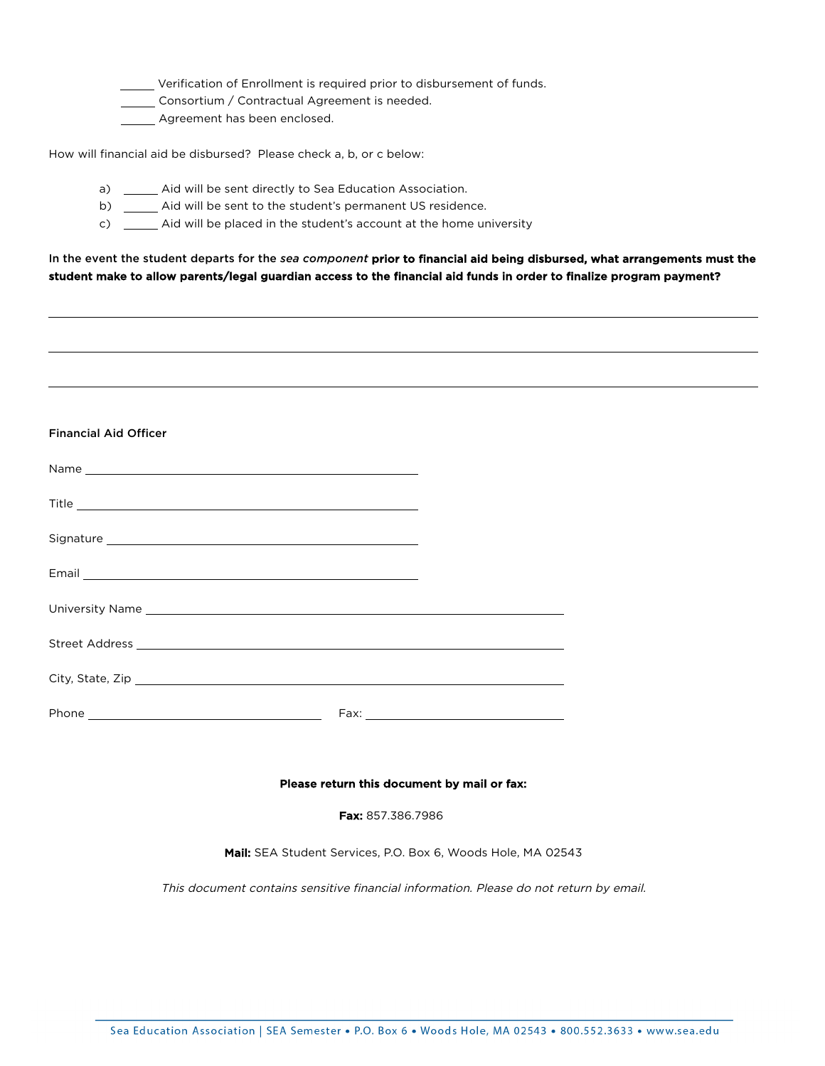_____ Verification of Enrollment is required prior to disbursement of funds.
_____ Consortium / Contractual Agreement is needed.
_____ Agreement has been enclosed.

How will financial aid be disbursed? Please check a, b, or c below:

a) _____ Aid will be sent directly to Sea Education Association.
b) _____ Aid will be sent to the student's permanent US residence.
c) _____ Aid will be placed in the student's account at the home university

**In the event the student departs for the *sea component* prior to financial aid being disbursed, what arrangements must the student make to allow parents/legal guardian access to the financial aid funds in order to finalize program payment?**

_______________________________________________

_______________________________________________

_______________________________________________

**Financial Aid Officer**

Name _______________________________________________

Title _______________________________________________

Signature _______________________________________________

Email _______________________________________________

University Name _______________________________________________

Street Address _______________________________________________

City, State, Zip _______________________________________________

Phone ______________________________ Fax: ______________________________

**Please return this document by mail or fax:**

**Fax:** 857.386.7986

**Mail:** SEA Student Services, P.O. Box 6, Woods Hole, MA 02543

*This document contains sensitive financial information. Please do not return by email.*